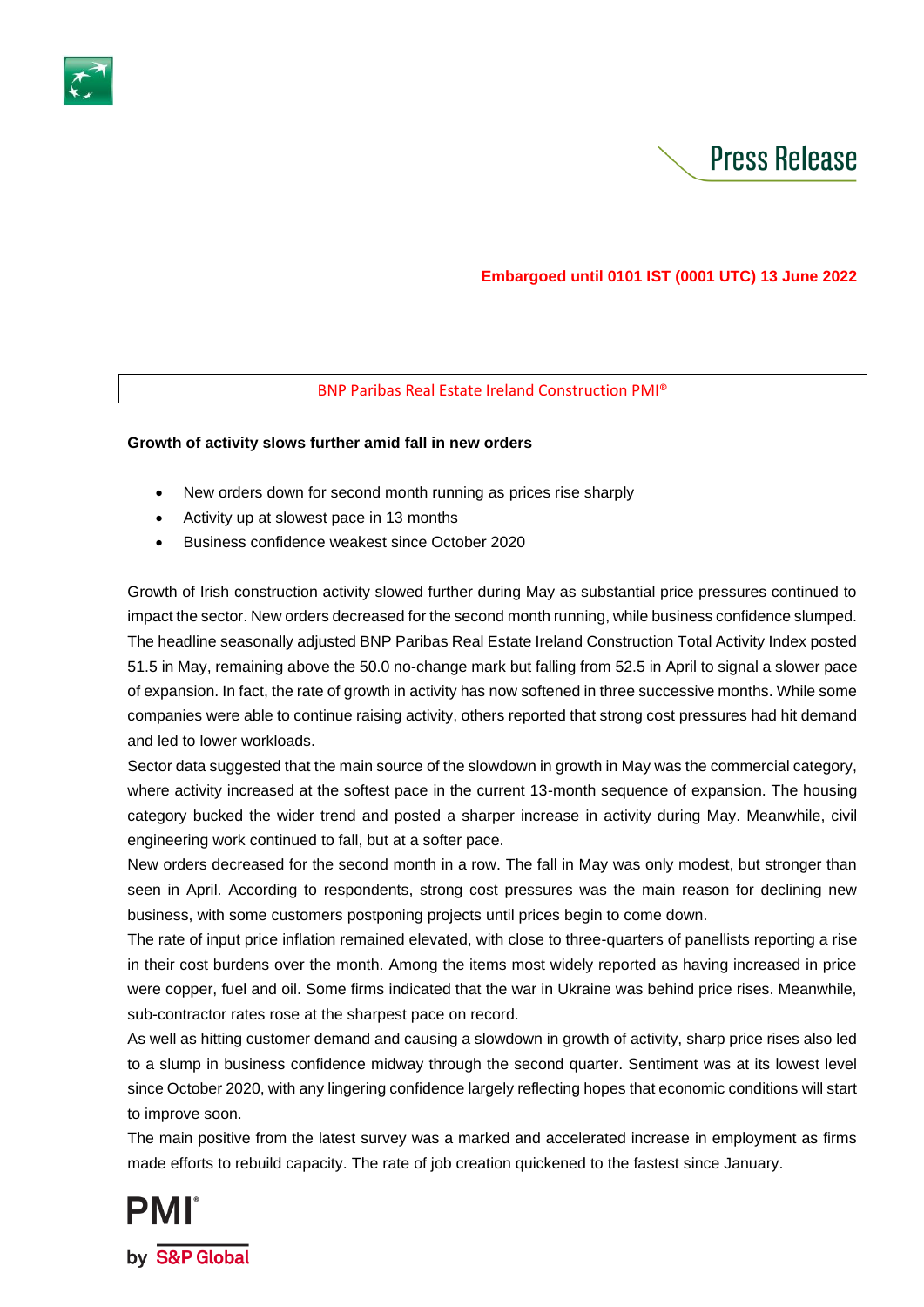Press Release

**Embargoed until 0101 IST (0001 UTC) 13 June 2022**

BNP Paribas Real Estate Ireland Construction PMI®

**Growth of activity slows further amid fall in new orders**

- New orders down for second month running as prices rise sharply
- Activity up at slowest pace in 13 months
- Business confidence weakest since October 2020

Growth of Irish construction activity slowed further during May as substantial price pressures continued to impact the sector. New orders decreased for the second month running, while business confidence slumped. The headline seasonally adjusted BNP Paribas Real Estate Ireland Construction Total Activity Index posted 51.5 in May, remaining above the 50.0 no-change mark but falling from 52.5 in April to signal a slower pace of expansion. In fact, the rate of growth in activity has now softened in three successive months. While some companies were able to continue raising activity, others reported that strong cost pressures had hit demand and led to lower workloads.

Sector data suggested that the main source of the slowdown in growth in May was the commercial category, where activity increased at the softest pace in the current 13-month sequence of expansion. The housing category bucked the wider trend and posted a sharper increase in activity during May. Meanwhile, civil engineering work continued to fall, but at a softer pace.

New orders decreased for the second month in a row. The fall in May was only modest, but stronger than seen in April. According to respondents, strong cost pressures was the main reason for declining new business, with some customers postponing projects until prices begin to come down.

The rate of input price inflation remained elevated, with close to three-quarters of panellists reporting a rise in their cost burdens over the month. Among the items most widely reported as having increased in price were copper, fuel and oil. Some firms indicated that the war in Ukraine was behind price rises. Meanwhile, sub-contractor rates rose at the sharpest pace on record.

As well as hitting customer demand and causing a slowdown in growth of activity, sharp price rises also led to a slump in business confidence midway through the second quarter. Sentiment was at its lowest level since October 2020, with any lingering confidence largely reflecting hopes that economic conditions will start to improve soon.

The main positive from the latest survey was a marked and accelerated increase in employment as firms made efforts to rebuild capacity. The rate of job creation quickened to the fastest since January.

PMI® by S&P Global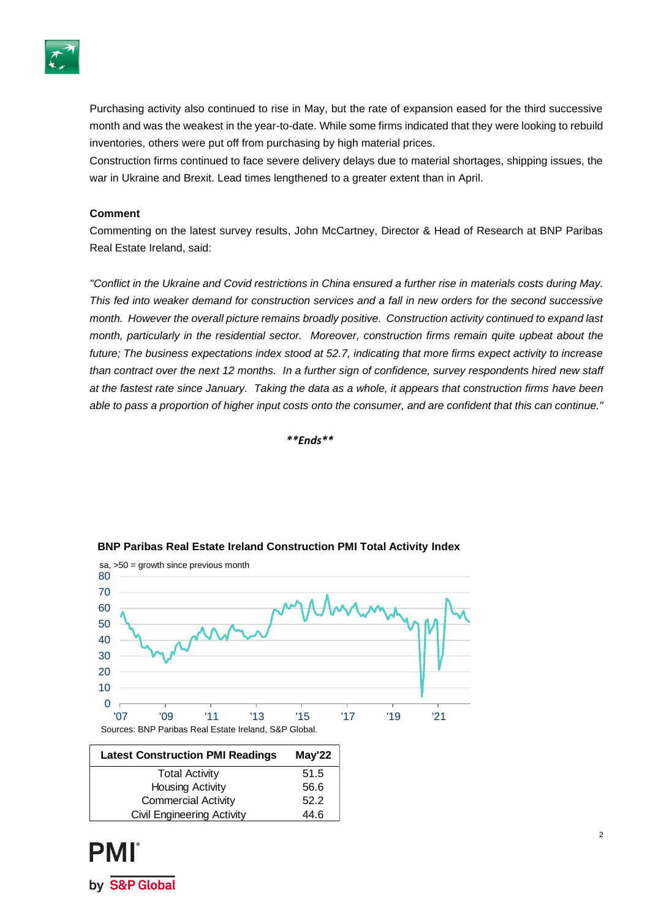Purchasing activity also continued to rise in May, but the rate of expansion eased for the third successive month and was the weakest in the year-to-date. While some firms indicated that they were looking to rebuild inventories, others were put off from purchasing by high material prices.

Construction firms continued to face severe delivery delays due to material shortages, shipping issues, the war in Ukraine and Brexit. Lead times lengthened to a greater extent than in April.

**Comment**

Commenting on the latest survey results, John McCartney, Director & Head of Research at BNP Paribas Real Estate Ireland, said:

*"Conflict in the Ukraine and Covid restrictions in China ensured a further rise in materials costs during May. This fed into weaker demand for construction services and a fall in new orders for the second successive month. However the overall picture remains broadly positive. Construction activity continued to expand last month, particularly in the residential sector. Moreover, construction firms remain quite upbeat about the future; The business expectations index stood at 52.7, indicating that more firms expect activity to increase than contract over the next 12 months. In a further sign of confidence, survey respondents hired new staff at the fastest rate since January. Taking the data as a whole, it appears that construction firms have been able to pass a proportion of higher input costs onto the consumer, and are confident that this can continue."*

***\*\*Ends\*\****

**BNP Paribas Real Estate Ireland Construction PMI Total Activity Index**

sa, >50 = growth since previous month

Sources: BNP Paribas Real Estate Ireland, S&P Global.

| Latest Construction PMI Readings | May'22 |
|---|---|
| Total Activity | 51.5 |
| Housing Activity | 56.6 |
| Commercial Activity | 52.2 |
| Civil Engineering Activity | 44.6 |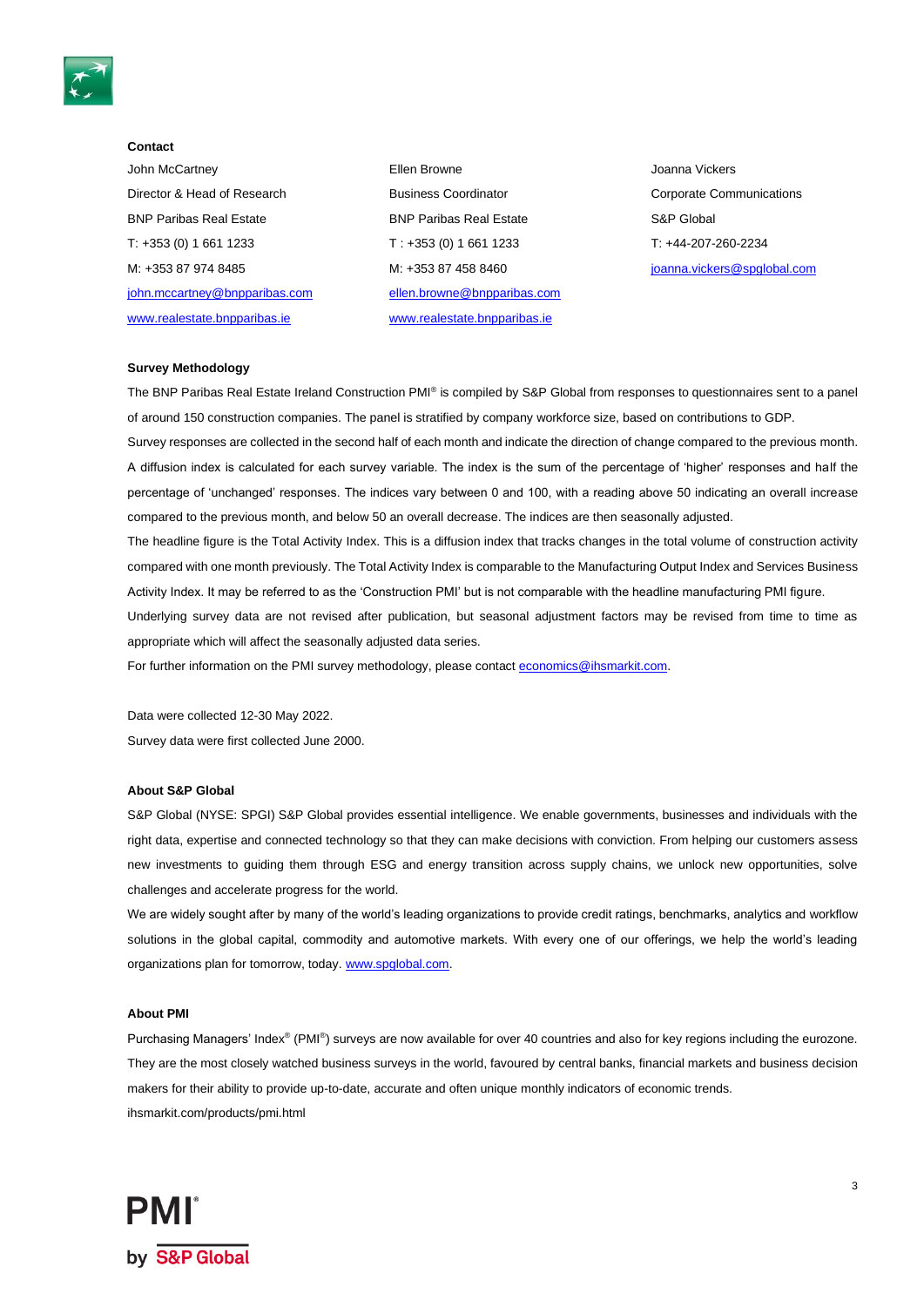**Contact**

John McCartney
Director & Head of Research
BNP Paribas Real Estate
T: +353 (0) 1 661 1233
M: +353 87 974 8485
john.mccartney@bnpparibas.com
www.realestate.bnpparibas.ie

Ellen Browne
Business Coordinator
BNP Paribas Real Estate
T : +353 (0) 1 661 1233
M: +353 87 458 8460
ellen.browne@bnpparibas.com
www.realestate.bnpparibas.ie

Joanna Vickers
Corporate Communications
S&P Global
T: +44-207-260-2234
joanna.vickers@spglobal.com

**Survey Methodology**

The BNP Paribas Real Estate Ireland Construction PMI® is compiled by S&P Global from responses to questionnaires sent to a panel of around 150 construction companies. The panel is stratified by company workforce size, based on contributions to GDP.

Survey responses are collected in the second half of each month and indicate the direction of change compared to the previous month. A diffusion index is calculated for each survey variable. The index is the sum of the percentage of 'higher' responses and half the percentage of 'unchanged' responses. The indices vary between 0 and 100, with a reading above 50 indicating an overall increase compared to the previous month, and below 50 an overall decrease. The indices are then seasonally adjusted.

The headline figure is the Total Activity Index. This is a diffusion index that tracks changes in the total volume of construction activity compared with one month previously. The Total Activity Index is comparable to the Manufacturing Output Index and Services Business Activity Index. It may be referred to as the 'Construction PMI' but is not comparable with the headline manufacturing PMI figure.

Underlying survey data are not revised after publication, but seasonal adjustment factors may be revised from time to time as appropriate which will affect the seasonally adjusted data series.

For further information on the PMI survey methodology, please contact economics@ihsmarkit.com.

Data were collected 12-30 May 2022.

Survey data were first collected June 2000.

**About S&P Global**

S&P Global (NYSE: SPGI) S&P Global provides essential intelligence. We enable governments, businesses and individuals with the right data, expertise and connected technology so that they can make decisions with conviction. From helping our customers assess new investments to guiding them through ESG and energy transition across supply chains, we unlock new opportunities, solve challenges and accelerate progress for the world.

We are widely sought after by many of the world's leading organizations to provide credit ratings, benchmarks, analytics and workflow solutions in the global capital, commodity and automotive markets. With every one of our offerings, we help the world's leading organizations plan for tomorrow, today. www.spglobal.com.

**About PMI**

Purchasing Managers' Index® (PMI®) surveys are now available for over 40 countries and also for key regions including the eurozone. They are the most closely watched business surveys in the world, favoured by central banks, financial markets and business decision makers for their ability to provide up-to-date, accurate and often unique monthly indicators of economic trends.

ihsmarkit.com/products/pmi.html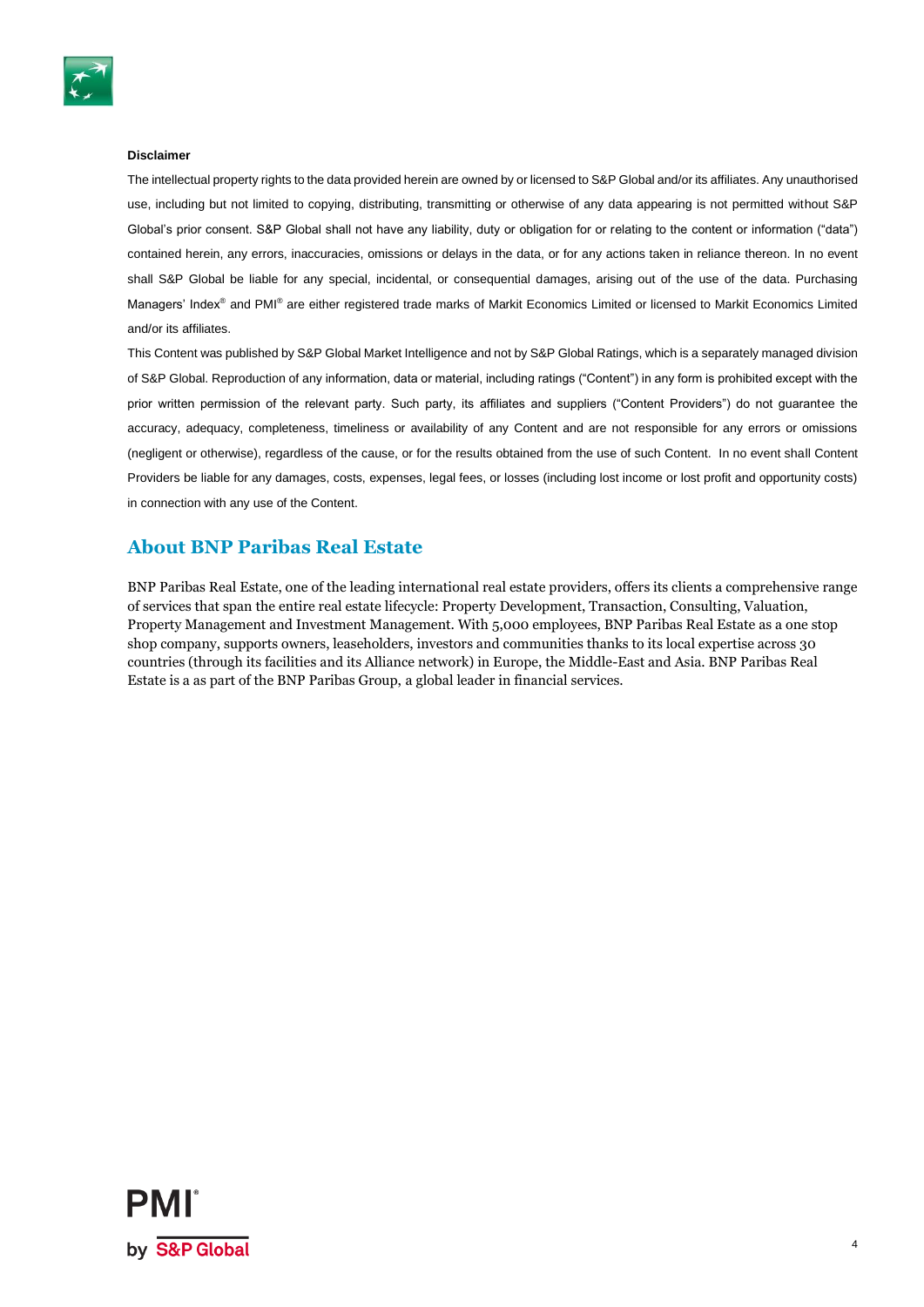**Disclaimer**

The intellectual property rights to the data provided herein are owned by or licensed to S&P Global and/or its affiliates. Any unauthorised use, including but not limited to copying, distributing, transmitting or otherwise of any data appearing is not permitted without S&P Global's prior consent. S&P Global shall not have any liability, duty or obligation for or relating to the content or information ("data") contained herein, any errors, inaccuracies, omissions or delays in the data, or for any actions taken in reliance thereon. In no event shall S&P Global be liable for any special, incidental, or consequential damages, arising out of the use of the data. Purchasing Managers' Index® and PMI® are either registered trade marks of Markit Economics Limited or licensed to Markit Economics Limited and/or its affiliates.

This Content was published by S&P Global Market Intelligence and not by S&P Global Ratings, which is a separately managed division of S&P Global. Reproduction of any information, data or material, including ratings ("Content") in any form is prohibited except with the prior written permission of the relevant party. Such party, its affiliates and suppliers ("Content Providers") do not guarantee the accuracy, adequacy, completeness, timeliness or availability of any Content and are not responsible for any errors or omissions (negligent or otherwise), regardless of the cause, or for the results obtained from the use of such Content. In no event shall Content Providers be liable for any damages, costs, expenses, legal fees, or losses (including lost income or lost profit and opportunity costs) in connection with any use of the Content.

## About BNP Paribas Real Estate

BNP Paribas Real Estate, one of the leading international real estate providers, offers its clients a comprehensive range of services that span the entire real estate lifecycle: Property Development, Transaction, Consulting, Valuation, Property Management and Investment Management. With 5,000 employees, BNP Paribas Real Estate as a one stop shop company, supports owners, leaseholders, investors and communities thanks to its local expertise across 30 countries (through its facilities and its Alliance network) in Europe, the Middle-East and Asia. BNP Paribas Real Estate is a as part of the BNP Paribas Group, a global leader in financial services.